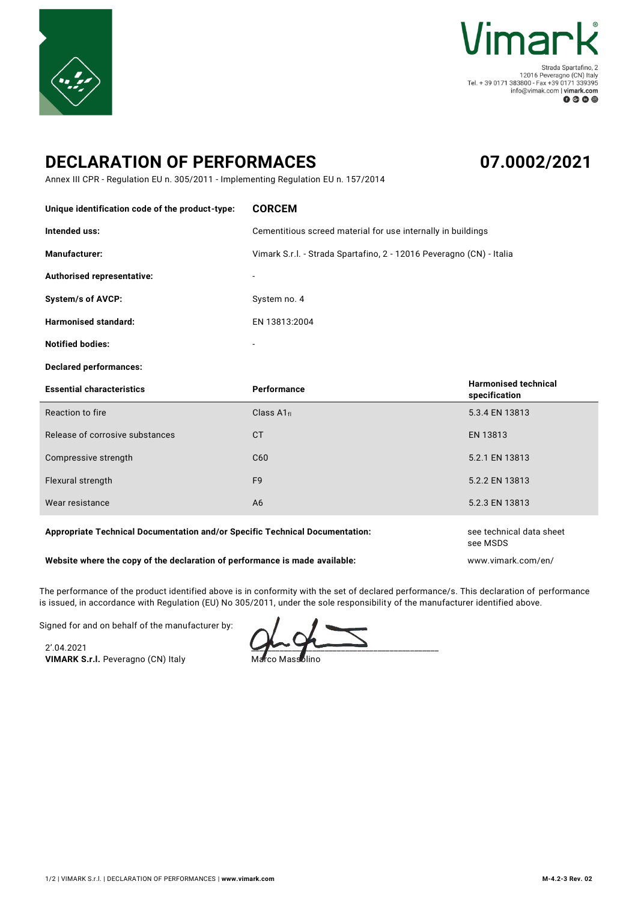Vimark®

Strada Spartafino, 2
12016 Peveragno (CN) Italy
Tel. + 39 0171 383800 - Fax +39 0171 339395
info@vimak.com | vimark.com

# DECLARATION OF PERFORMACES

## 07.0002/2021

Annex III CPR - Regulation EU n. 305/2011 - Implementing Regulation EU n. 157/2014

| | |
|---|---|
| **Unique identification code of the product-type:** | **CORCEM** |
| **Intended uss:** | Cementitious screed material for use internally in buildings |
| **Manufacturer:** | Vimark S.r.l. - Strada Spartafino, 2 - 12016 Peveragno (CN) - Italia |
| **Authorised representative:** | - |
| **System/s of AVCP:** | System no. 4 |
| **Harmonised standard:** | EN 13813:2004 |
| **Notified bodies:** | - |

**Declared performances:**

| **Essential characteristics** | **Performance** | **Harmonised technical specification** |
|---|---|---|
| Reaction to fire | Class $A1_{fl}$ | 5.3.4 EN 13813 |
| Release of corrosive substances | CT | EN 13813 |
| Compressive strength | C60 | 5.2.1 EN 13813 |
| Flexural strength | F9 | 5.2.2 EN 13813 |
| Wear resistance | A6 | 5.2.3 EN 13813 |

| | |
|---|---|
| **Appropriate Technical Documentation and/or Specific Technical Documentation:** | see technical data sheet<br>see MSDS |
| **Website where the copy of the declaration of performance is made available:** | www.vimark.com/en/ |

The performance of the product identified above is in conformity with the set of declared performance/s. This declaration of performance is issued, in accordance with Regulation (EU) No 305/2011, under the sole responsibility of the manufacturer identified above.

Signed for and on behalf of the manufacturer by:

2'.04.2021
**VIMARK S.r.l.** Peveragno (CN) Italy

Marco Massolino

M-4.2-3 Rev. 02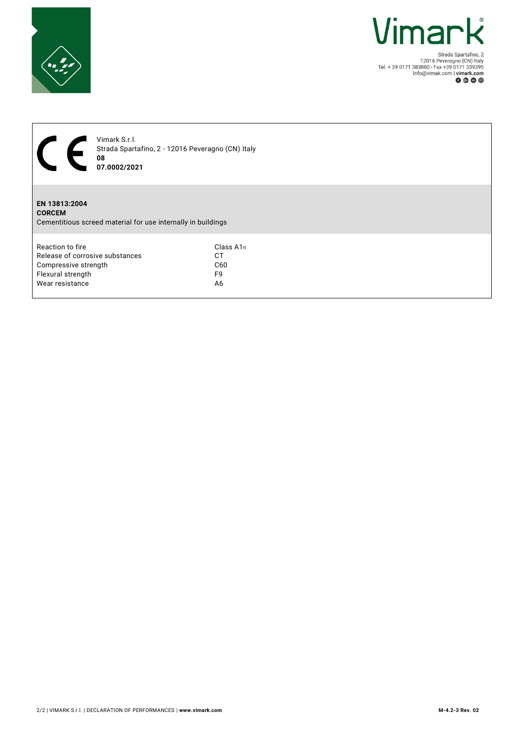Vimark®

Strada Spartafino, 2
12016 Peveragno (CN) Italy
Tel. + 39 0171 383800 - Fax +39 0171 339395
info@vimak.com | **vimark.com**

CE

Vimark S.r.l.
Strada Spartafino, 2 - 12016 Peveragno (CN) Italy
**08**
**07.0002/2021**

**EN 13813:2004**
**CORCEM**
Cementitious screed material for use internally in buildings

| | |
|---|---|
| Reaction to fire | Class $A1_{fl}$ |
| Release of corrosive substances | CT |
| Compressive strength | C60 |
| Flexural strength | F9 |
| Wear resistance | A6 |